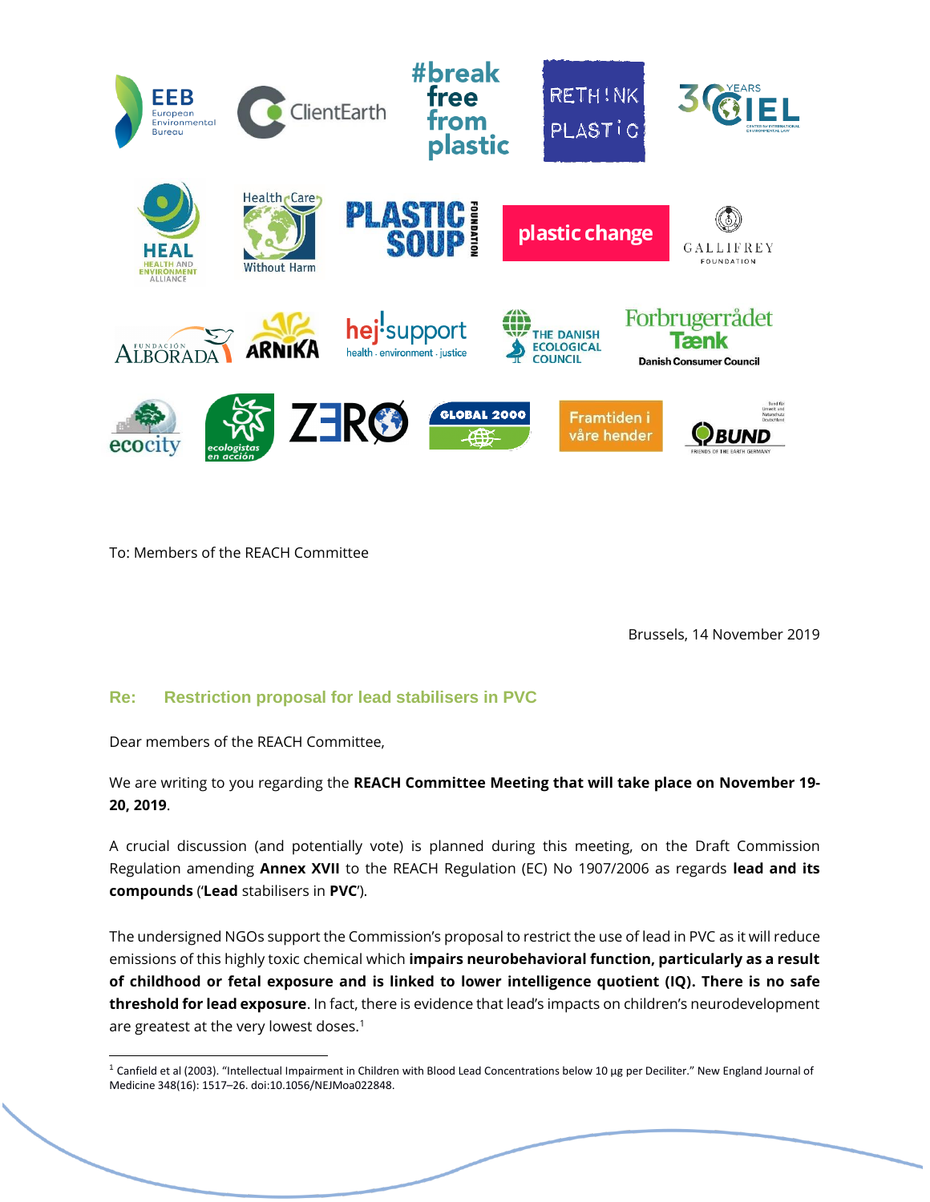To: Members of the REACH Committee

Brussels, 14 November 2019

### Re: Restriction proposal for lead stabilisers in PVC

Dear members of the REACH Committee,

We are writing to you regarding the **REACH Committee Meeting that will take place on November 19-20, 2019**.

A crucial discussion (and potentially vote) is planned during this meeting, on the Draft Commission Regulation amending **Annex XVII** to the REACH Regulation (EC) No 1907/2006 as regards **lead and its compounds** ('**Lead** stabilisers in **PVC**').

The undersigned NGOs support the Commission's proposal to restrict the use of lead in PVC as it will reduce emissions of this highly toxic chemical which **impairs neurobehavioral function, particularly as a result of childhood or fetal exposure and is linked to lower intelligence quotient (IQ). There is no safe threshold for lead exposure**. In fact, there is evidence that lead's impacts on children's neurodevelopment are greatest at the very lowest doses.[1]

[1] Canfield et al (2003). "Intellectual Impairment in Children with Blood Lead Concentrations below 10 µg per Deciliter." New England Journal of Medicine 348(16): 1517–26. doi:10.1056/NEJMoa022848.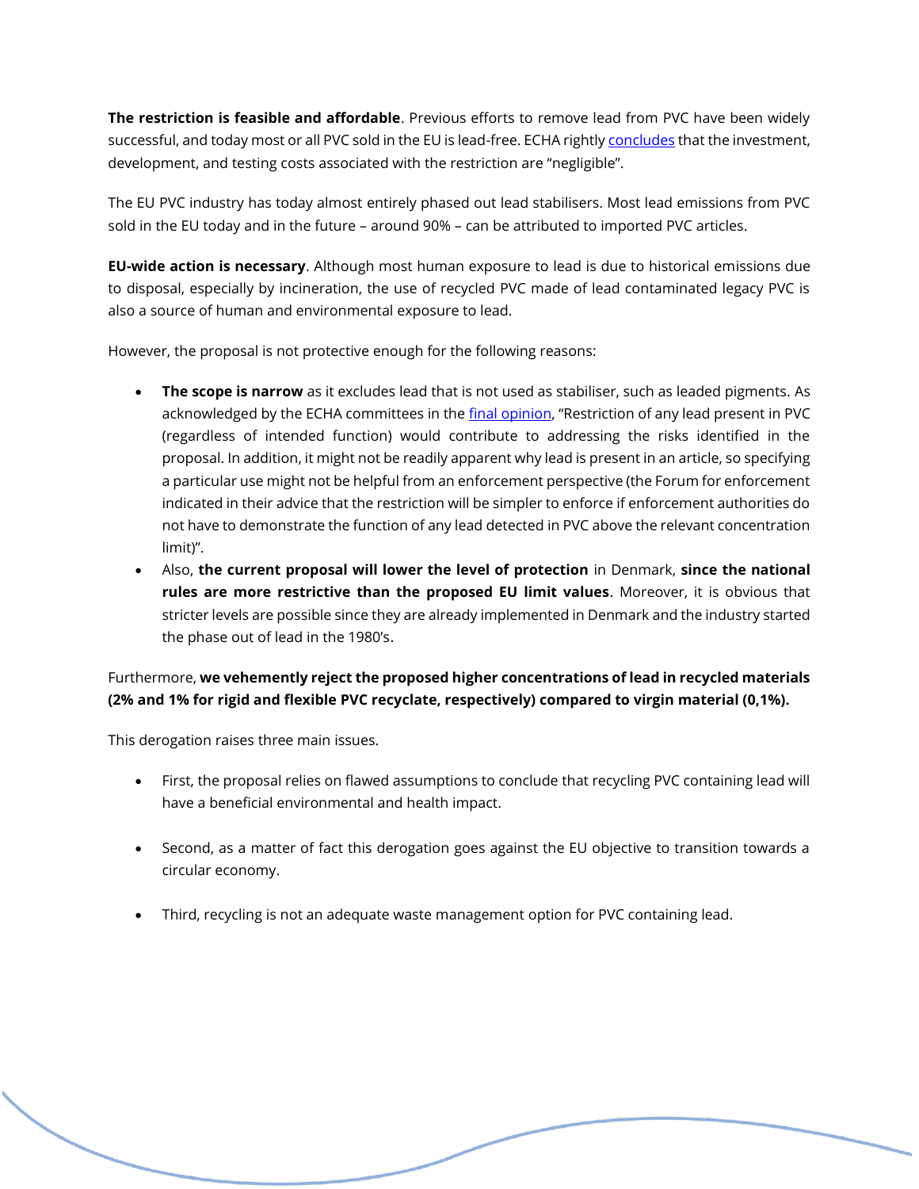**The restriction is feasible and affordable**. Previous efforts to remove lead from PVC have been widely successful, and today most or all PVC sold in the EU is lead-free. ECHA rightly concludes that the investment, development, and testing costs associated with the restriction are "negligible".

The EU PVC industry has today almost entirely phased out lead stabilisers. Most lead emissions from PVC sold in the EU today and in the future – around 90% – can be attributed to imported PVC articles.

**EU-wide action is necessary**. Although most human exposure to lead is due to historical emissions due to disposal, especially by incineration, the use of recycled PVC made of lead contaminated legacy PVC is also a source of human and environmental exposure to lead.

However, the proposal is not protective enough for the following reasons:

- **The scope is narrow** as it excludes lead that is not used as stabiliser, such as leaded pigments. As acknowledged by the ECHA committees in the final opinion, "Restriction of any lead present in PVC (regardless of intended function) would contribute to addressing the risks identified in the proposal. In addition, it might not be readily apparent why lead is present in an article, so specifying a particular use might not be helpful from an enforcement perspective (the Forum for enforcement indicated in their advice that the restriction will be simpler to enforce if enforcement authorities do not have to demonstrate the function of any lead detected in PVC above the relevant concentration limit)".
- Also, **the current proposal will lower the level of protection** in Denmark, **since the national rules are more restrictive than the proposed EU limit values**. Moreover, it is obvious that stricter levels are possible since they are already implemented in Denmark and the industry started the phase out of lead in the 1980's.

Furthermore, **we vehemently reject the proposed higher concentrations of lead in recycled materials (2% and 1% for rigid and flexible PVC recyclate, respectively) compared to virgin material (0,1%).**

This derogation raises three main issues.

- First, the proposal relies on flawed assumptions to conclude that recycling PVC containing lead will have a beneficial environmental and health impact.

- Second, as a matter of fact this derogation goes against the EU objective to transition towards a circular economy.

- Third, recycling is not an adequate waste management option for PVC containing lead.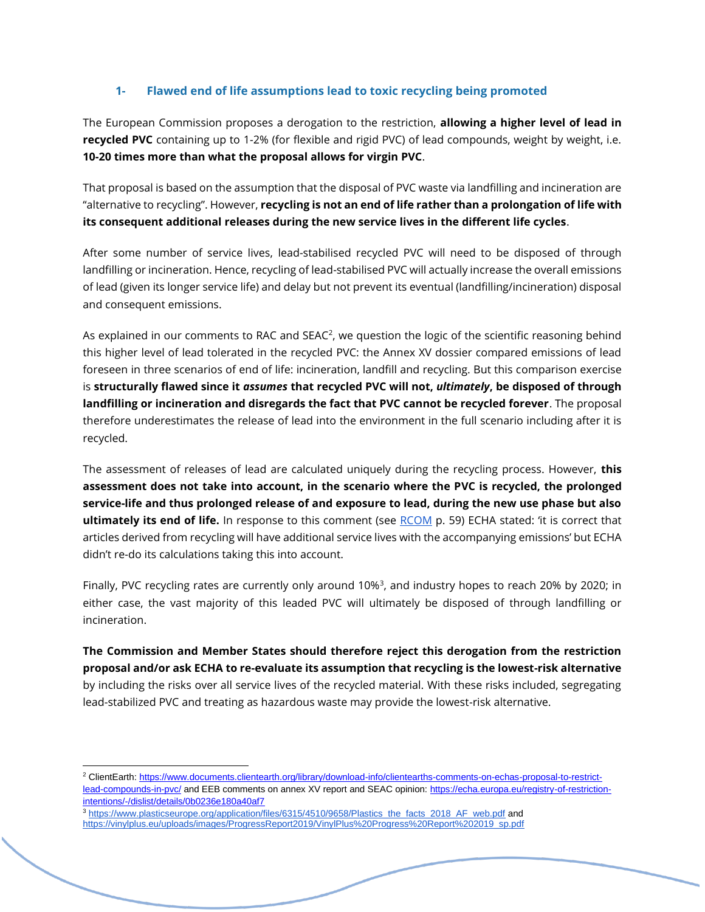## 1- Flawed end of life assumptions lead to toxic recycling being promoted

The European Commission proposes a derogation to the restriction, **allowing a higher level of lead in recycled PVC** containing up to 1-2% (for flexible and rigid PVC) of lead compounds, weight by weight, i.e. **10-20 times more than what the proposal allows for virgin PVC**.

That proposal is based on the assumption that the disposal of PVC waste via landfilling and incineration are "alternative to recycling". However, **recycling is not an end of life rather than a prolongation of life with its consequent additional releases during the new service lives in the different life cycles**.

After some number of service lives, lead-stabilised recycled PVC will need to be disposed of through landfilling or incineration. Hence, recycling of lead-stabilised PVC will actually increase the overall emissions of lead (given its longer service life) and delay but not prevent its eventual (landfilling/incineration) disposal and consequent emissions.

As explained in our comments to RAC and SEAC[2], we question the logic of the scientific reasoning behind this higher level of lead tolerated in the recycled PVC: the Annex XV dossier compared emissions of lead foreseen in three scenarios of end of life: incineration, landfill and recycling. But this comparison exercise is **structurally flawed since it *assumes* that recycled PVC will not, *ultimately*, be disposed of through landfilling or incineration and disregards the fact that PVC cannot be recycled forever**. The proposal therefore underestimates the release of lead into the environment in the full scenario including after it is recycled.

The assessment of releases of lead are calculated uniquely during the recycling process. However, **this assessment does not take into account, in the scenario where the PVC is recycled, the prolonged service-life and thus prolonged release of and exposure to lead, during the new use phase but also ultimately its end of life.** In response to this comment (see RCOM p. 59) ECHA stated: 'it is correct that articles derived from recycling will have additional service lives with the accompanying emissions' but ECHA didn't re-do its calculations taking this into account.

Finally, PVC recycling rates are currently only around 10%[3], and industry hopes to reach 20% by 2020; in either case, the vast majority of this leaded PVC will ultimately be disposed of through landfilling or incineration.

**The Commission and Member States should therefore reject this derogation from the restriction proposal and/or ask ECHA to re-evaluate its assumption that recycling is the lowest-risk alternative** by including the risks over all service lives of the recycled material. With these risks included, segregating lead-stabilized PVC and treating as hazardous waste may provide the lowest-risk alternative.

---

[2] ClientEarth: https://www.documents.clientearth.org/library/download-info/clientearths-comments-on-echas-proposal-to-restrict-lead-compounds-in-pvc/ and EEB comments on annex XV report and SEAC opinion: https://echa.europa.eu/registry-of-restriction-intentions/-/dislist/details/0b0236e180a40af7

[3] https://www.plasticseurope.org/application/files/6315/4510/9658/Plastics_the_facts_2018_AF_web.pdf and https://vinylplus.eu/uploads/images/ProgressReport2019/VinylPlus%20Progress%20Report%202019_sp.pdf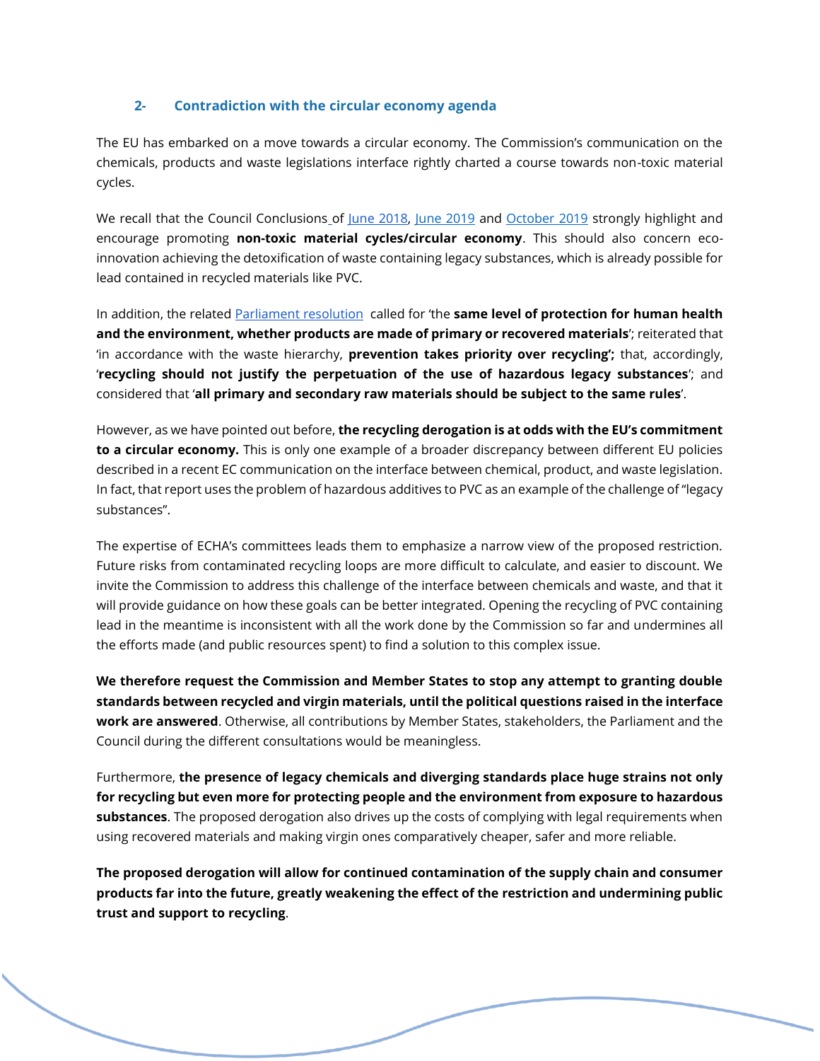## 2- Contradiction with the circular economy agenda

The EU has embarked on a move towards a circular economy. The Commission's communication on the chemicals, products and waste legislations interface rightly charted a course towards non-toxic material cycles.

We recall that the Council Conclusions of June 2018, June 2019 and October 2019 strongly highlight and encourage promoting **non-toxic material cycles/circular economy**. This should also concern eco-innovation achieving the detoxification of waste containing legacy substances, which is already possible for lead contained in recycled materials like PVC.

In addition, the related Parliament resolution called for 'the **same level of protection for human health and the environment, whether products are made of primary or recovered materials**'; reiterated that 'in accordance with the waste hierarchy, **prevention takes priority over recycling';** that, accordingly, '**recycling should not justify the perpetuation of the use of hazardous legacy substances**'; and considered that '**all primary and secondary raw materials should be subject to the same rules**'.

However, as we have pointed out before, **the recycling derogation is at odds with the EU's commitment to a circular economy.** This is only one example of a broader discrepancy between different EU policies described in a recent EC communication on the interface between chemical, product, and waste legislation. In fact, that report uses the problem of hazardous additives to PVC as an example of the challenge of "legacy substances".

The expertise of ECHA's committees leads them to emphasize a narrow view of the proposed restriction. Future risks from contaminated recycling loops are more difficult to calculate, and easier to discount. We invite the Commission to address this challenge of the interface between chemicals and waste, and that it will provide guidance on how these goals can be better integrated. Opening the recycling of PVC containing lead in the meantime is inconsistent with all the work done by the Commission so far and undermines all the efforts made (and public resources spent) to find a solution to this complex issue.

**We therefore request the Commission and Member States to stop any attempt to granting double standards between recycled and virgin materials, until the political questions raised in the interface work are answered**. Otherwise, all contributions by Member States, stakeholders, the Parliament and the Council during the different consultations would be meaningless.

Furthermore, **the presence of legacy chemicals and diverging standards place huge strains not only for recycling but even more for protecting people and the environment from exposure to hazardous substances**. The proposed derogation also drives up the costs of complying with legal requirements when using recovered materials and making virgin ones comparatively cheaper, safer and more reliable.

**The proposed derogation will allow for continued contamination of the supply chain and consumer products far into the future, greatly weakening the effect of the restriction and undermining public trust and support to recycling**.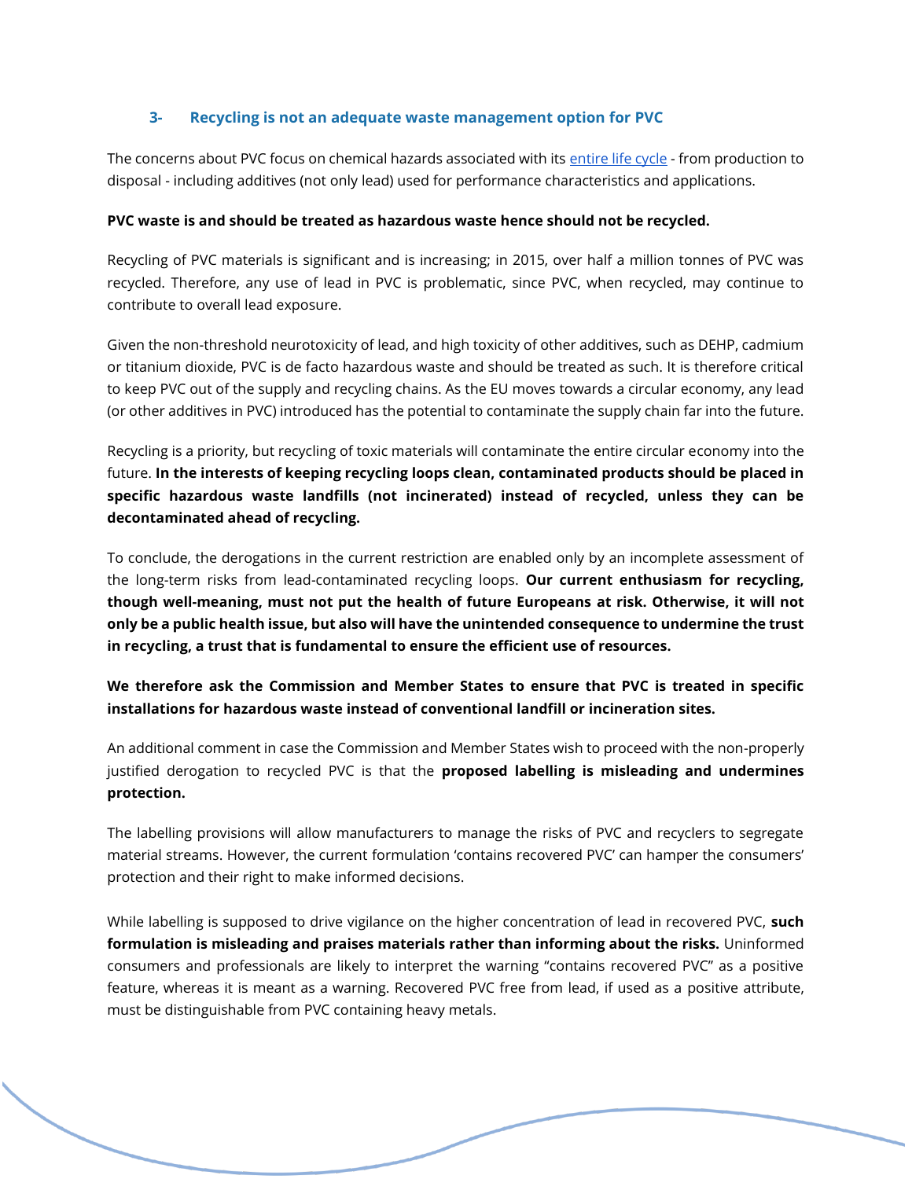### 3- Recycling is not an adequate waste management option for PVC

The concerns about PVC focus on chemical hazards associated with its [entire life cycle](entire life cycle) - from production to disposal - including additives (not only lead) used for performance characteristics and applications.

**PVC waste is and should be treated as hazardous waste hence should not be recycled.**

Recycling of PVC materials is significant and is increasing; in 2015, over half a million tonnes of PVC was recycled. Therefore, any use of lead in PVC is problematic, since PVC, when recycled, may continue to contribute to overall lead exposure.

Given the non-threshold neurotoxicity of lead, and high toxicity of other additives, such as DEHP, cadmium or titanium dioxide, PVC is de facto hazardous waste and should be treated as such. It is therefore critical to keep PVC out of the supply and recycling chains. As the EU moves towards a circular economy, any lead (or other additives in PVC) introduced has the potential to contaminate the supply chain far into the future.

Recycling is a priority, but recycling of toxic materials will contaminate the entire circular economy into the future. **In the interests of keeping recycling loops clean, contaminated products should be placed in specific hazardous waste landfills (not incinerated) instead of recycled, unless they can be decontaminated ahead of recycling.**

To conclude, the derogations in the current restriction are enabled only by an incomplete assessment of the long-term risks from lead-contaminated recycling loops. **Our current enthusiasm for recycling, though well-meaning, must not put the health of future Europeans at risk. Otherwise, it will not only be a public health issue, but also will have the unintended consequence to undermine the trust in recycling, a trust that is fundamental to ensure the efficient use of resources.**

**We therefore ask the Commission and Member States to ensure that PVC is treated in specific installations for hazardous waste instead of conventional landfill or incineration sites.**

An additional comment in case the Commission and Member States wish to proceed with the non-properly justified derogation to recycled PVC is that the **proposed labelling is misleading and undermines protection.**

The labelling provisions will allow manufacturers to manage the risks of PVC and recyclers to segregate material streams. However, the current formulation 'contains recovered PVC' can hamper the consumers' protection and their right to make informed decisions.

While labelling is supposed to drive vigilance on the higher concentration of lead in recovered PVC, **such formulation is misleading and praises materials rather than informing about the risks.** Uninformed consumers and professionals are likely to interpret the warning "contains recovered PVC" as a positive feature, whereas it is meant as a warning. Recovered PVC free from lead, if used as a positive attribute, must be distinguishable from PVC containing heavy metals.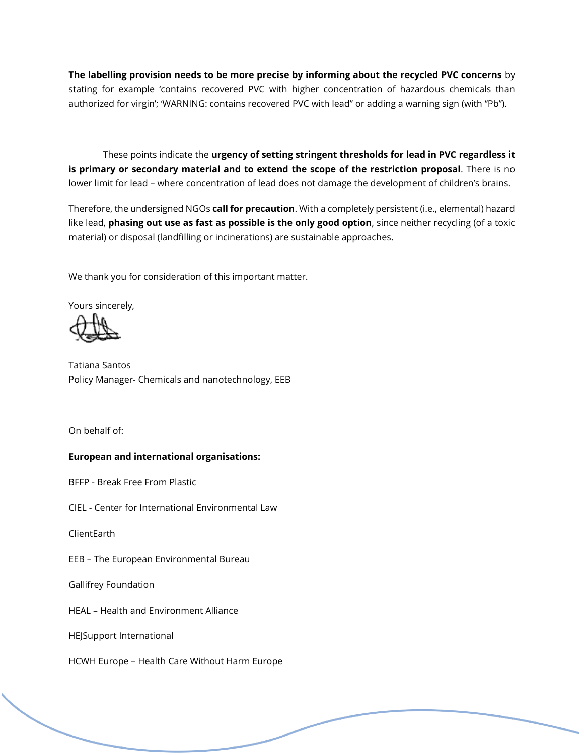**The labelling provision needs to be more precise by informing about the recycled PVC concerns** by stating for example 'contains recovered PVC with higher concentration of hazardous chemicals than authorized for virgin'; 'WARNING: contains recovered PVC with lead" or adding a warning sign (with "Pb").

These points indicate the **urgency of setting stringent thresholds for lead in PVC regardless it is primary or secondary material and to extend the scope of the restriction proposal**. There is no lower limit for lead – where concentration of lead does not damage the development of children's brains.

Therefore, the undersigned NGOs **call for precaution**. With a completely persistent (i.e., elemental) hazard like lead, **phasing out use as fast as possible is the only good option**, since neither recycling (of a toxic material) or disposal (landfilling or incinerations) are sustainable approaches.

We thank you for consideration of this important matter.

Yours sincerely,

Tatiana Santos
Policy Manager- Chemicals and nanotechnology, EEB

On behalf of:

**European and international organisations:**

BFFP - Break Free From Plastic

CIEL - Center for International Environmental Law

ClientEarth

EEB – The European Environmental Bureau

Gallifrey Foundation

HEAL – Health and Environment Alliance

HEJSupport International

HCWH Europe – Health Care Without Harm Europe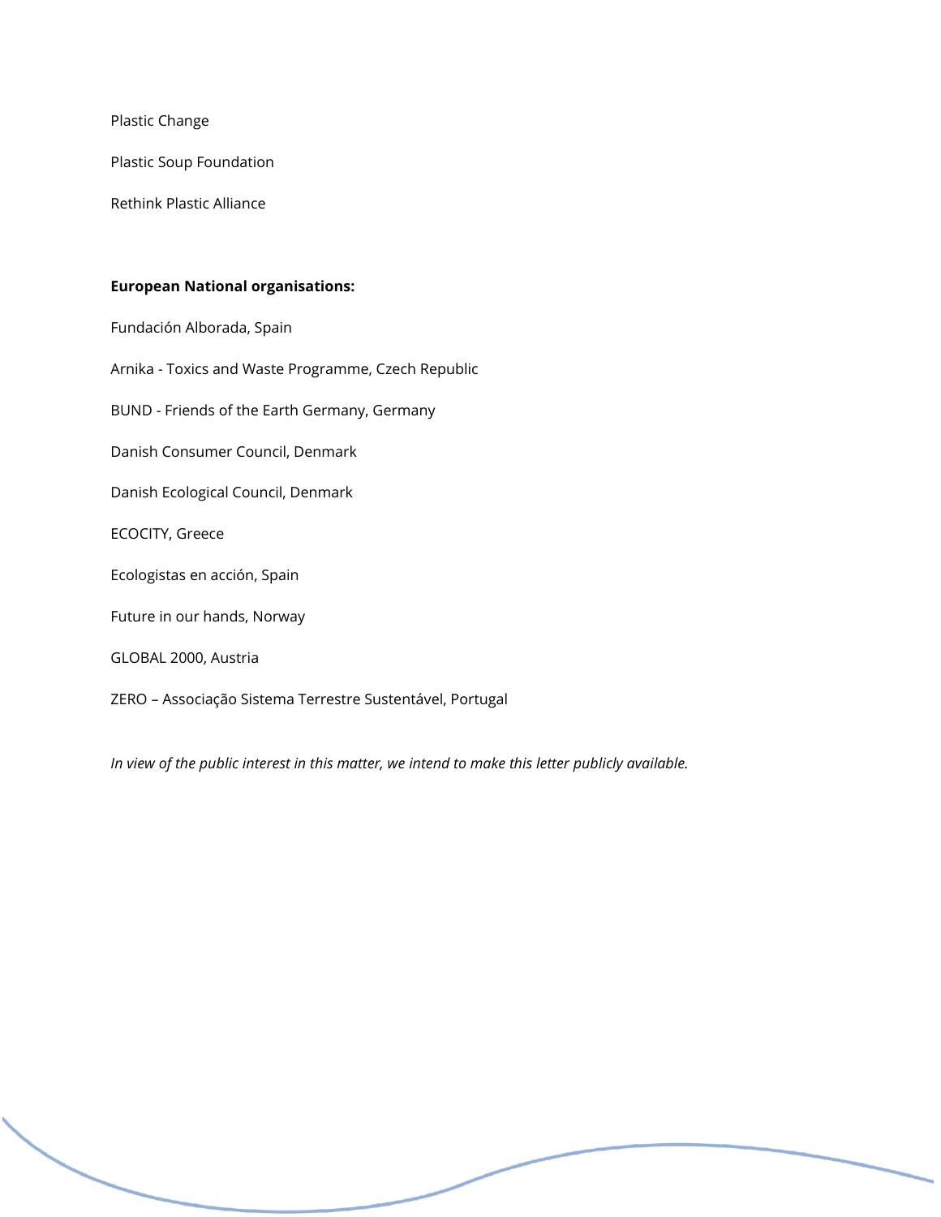Plastic Change

Plastic Soup Foundation

Rethink Plastic Alliance

**European National organisations:**

Fundación Alborada, Spain

Arnika - Toxics and Waste Programme, Czech Republic

BUND - Friends of the Earth Germany, Germany

Danish Consumer Council, Denmark

Danish Ecological Council, Denmark

ECOCITY, Greece

Ecologistas en acción, Spain

Future in our hands, Norway

GLOBAL 2000, Austria

ZERO – Associação Sistema Terrestre Sustentável, Portugal

*In view of the public interest in this matter, we intend to make this letter publicly available.*